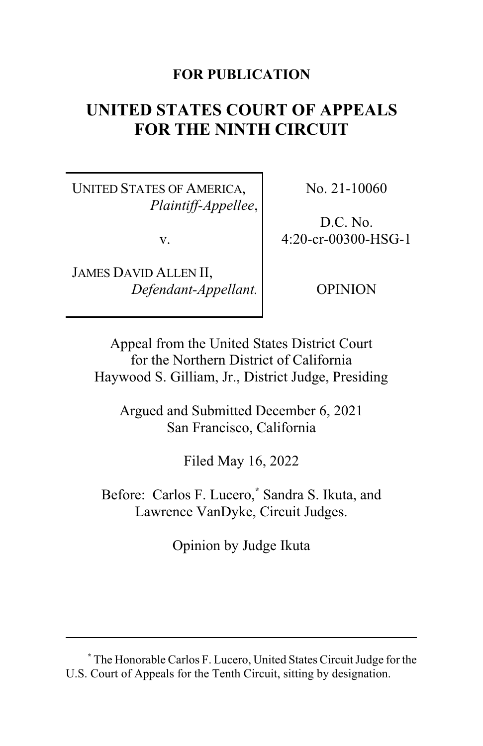**FOR PUBLICATION**

# UNITED STATES COURT OF APPEALS FOR THE NINTH CIRCUIT

| | |
|---|---|
| UNITED STATES OF AMERICA, *Plaintiff-Appellee*, v. JAMES DAVID ALLEN II, *Defendant-Appellant.* | No. 21-10060 D.C. No. 4:20-cr-00300-HSG-1 OPINION |

Appeal from the United States District Court for the Northern District of California
Haywood S. Gilliam, Jr., District Judge, Presiding

Argued and Submitted December 6, 2021
San Francisco, California

Filed May 16, 2022

Before: Carlos F. Lucero,[*] Sandra S. Ikuta, and Lawrence VanDyke, Circuit Judges.

Opinion by Judge Ikuta

---

[*] The Honorable Carlos F. Lucero, United States Circuit Judge for the U.S. Court of Appeals for the Tenth Circuit, sitting by designation.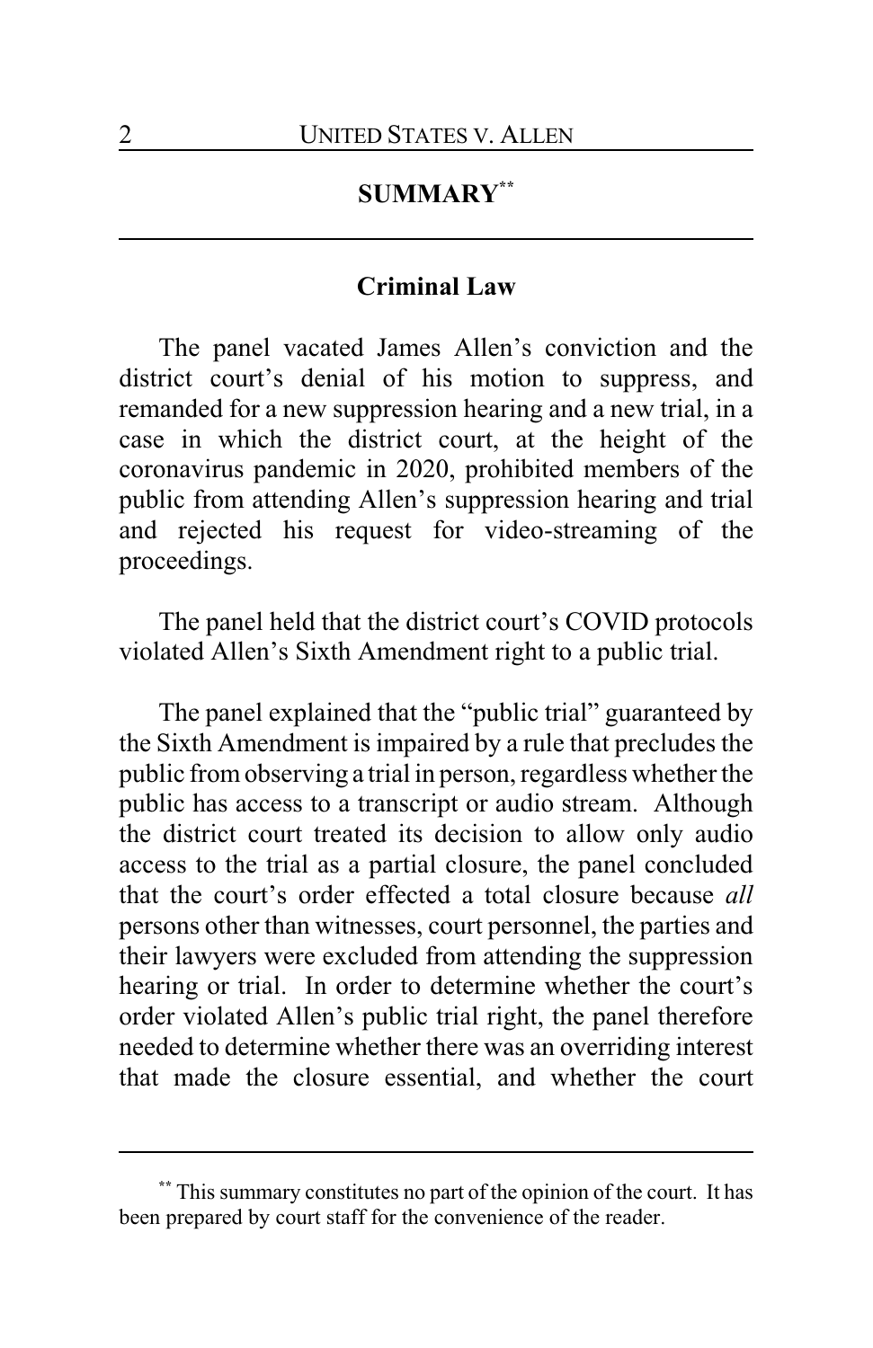## SUMMARY[**]

### Criminal Law

The panel vacated James Allen's conviction and the district court's denial of his motion to suppress, and remanded for a new suppression hearing and a new trial, in a case in which the district court, at the height of the coronavirus pandemic in 2020, prohibited members of the public from attending Allen's suppression hearing and trial and rejected his request for video-streaming of the proceedings.

The panel held that the district court's COVID protocols violated Allen's Sixth Amendment right to a public trial.

The panel explained that the "public trial" guaranteed by the Sixth Amendment is impaired by a rule that precludes the public from observing a trial in person, regardless whether the public has access to a transcript or audio stream. Although the district court treated its decision to allow only audio access to the trial as a partial closure, the panel concluded that the court's order effected a total closure because *all* persons other than witnesses, court personnel, the parties and their lawyers were excluded from attending the suppression hearing or trial. In order to determine whether the court's order violated Allen's public trial right, the panel therefore needed to determine whether there was an overriding interest that made the closure essential, and whether the court

---

[**] This summary constitutes no part of the opinion of the court. It has been prepared by court staff for the convenience of the reader.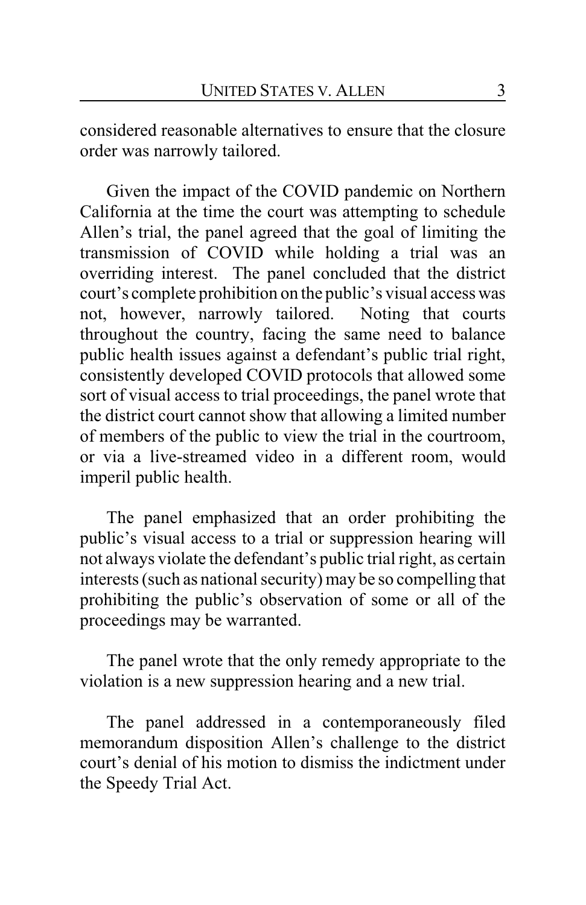considered reasonable alternatives to ensure that the closure order was narrowly tailored.

Given the impact of the COVID pandemic on Northern California at the time the court was attempting to schedule Allen's trial, the panel agreed that the goal of limiting the transmission of COVID while holding a trial was an overriding interest. The panel concluded that the district court's complete prohibition on the public's visual access was not, however, narrowly tailored. Noting that courts throughout the country, facing the same need to balance public health issues against a defendant's public trial right, consistently developed COVID protocols that allowed some sort of visual access to trial proceedings, the panel wrote that the district court cannot show that allowing a limited number of members of the public to view the trial in the courtroom, or via a live-streamed video in a different room, would imperil public health.

The panel emphasized that an order prohibiting the public's visual access to a trial or suppression hearing will not always violate the defendant's public trial right, as certain interests (such as national security) may be so compelling that prohibiting the public's observation of some or all of the proceedings may be warranted.

The panel wrote that the only remedy appropriate to the violation is a new suppression hearing and a new trial.

The panel addressed in a contemporaneously filed memorandum disposition Allen's challenge to the district court's denial of his motion to dismiss the indictment under the Speedy Trial Act.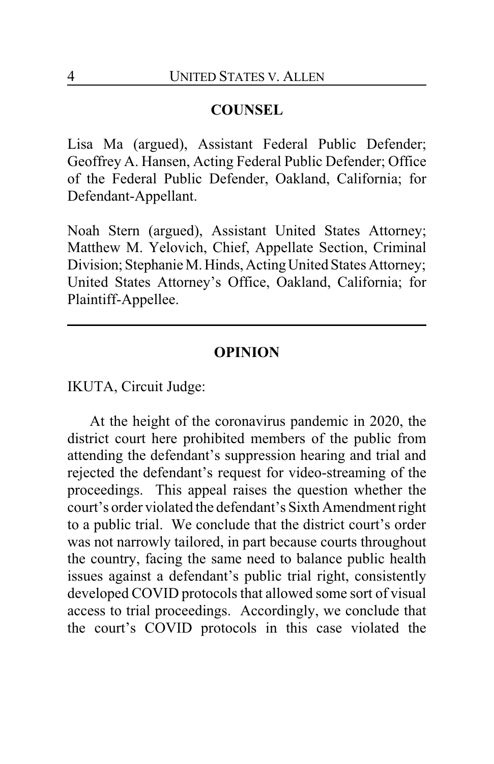## COUNSEL

Lisa Ma (argued), Assistant Federal Public Defender; Geoffrey A. Hansen, Acting Federal Public Defender; Office of the Federal Public Defender, Oakland, California; for Defendant-Appellant.

Noah Stern (argued), Assistant United States Attorney; Matthew M. Yelovich, Chief, Appellate Section, Criminal Division; Stephanie M. Hinds, Acting United States Attorney; United States Attorney's Office, Oakland, California; for Plaintiff-Appellee.

---

## OPINION

IKUTA, Circuit Judge:

At the height of the coronavirus pandemic in 2020, the district court here prohibited members of the public from attending the defendant's suppression hearing and trial and rejected the defendant's request for video-streaming of the proceedings. This appeal raises the question whether the court's order violated the defendant's Sixth Amendment right to a public trial. We conclude that the district court's order was not narrowly tailored, in part because courts throughout the country, facing the same need to balance public health issues against a defendant's public trial right, consistently developed COVID protocols that allowed some sort of visual access to trial proceedings. Accordingly, we conclude that the court's COVID protocols in this case violated the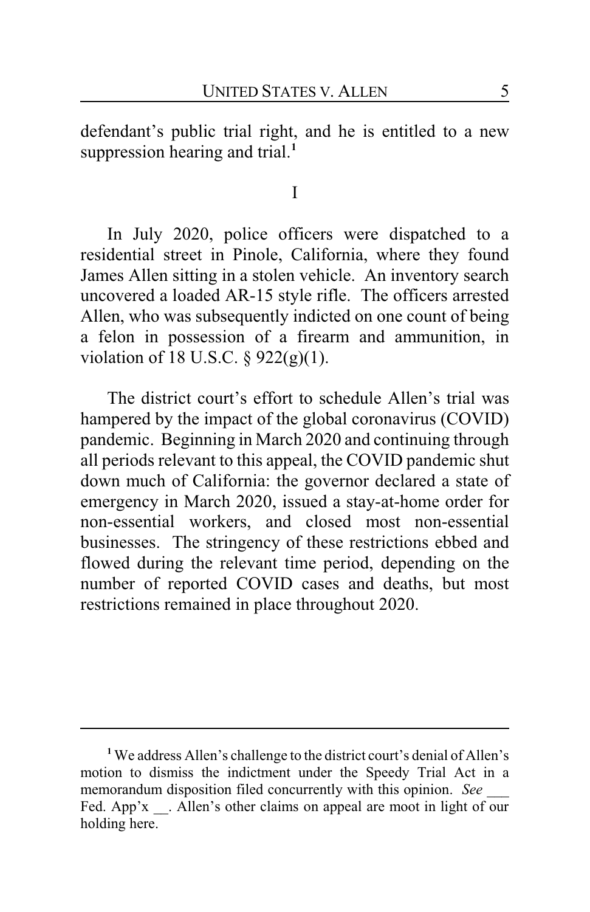defendant's public trial right, and he is entitled to a new suppression hearing and trial.[1]

I

In July 2020, police officers were dispatched to a residential street in Pinole, California, where they found James Allen sitting in a stolen vehicle. An inventory search uncovered a loaded AR-15 style rifle. The officers arrested Allen, who was subsequently indicted on one count of being a felon in possession of a firearm and ammunition, in violation of 18 U.S.C. § 922(g)(1).

The district court's effort to schedule Allen's trial was hampered by the impact of the global coronavirus (COVID) pandemic. Beginning in March 2020 and continuing through all periods relevant to this appeal, the COVID pandemic shut down much of California: the governor declared a state of emergency in March 2020, issued a stay-at-home order for non-essential workers, and closed most non-essential businesses. The stringency of these restrictions ebbed and flowed during the relevant time period, depending on the number of reported COVID cases and deaths, but most restrictions remained in place throughout 2020.

---

[1] We address Allen's challenge to the district court's denial of Allen's motion to dismiss the indictment under the Speedy Trial Act in a memorandum disposition filed concurrently with this opinion. *See* ___ Fed. App'x __. Allen's other claims on appeal are moot in light of our holding here.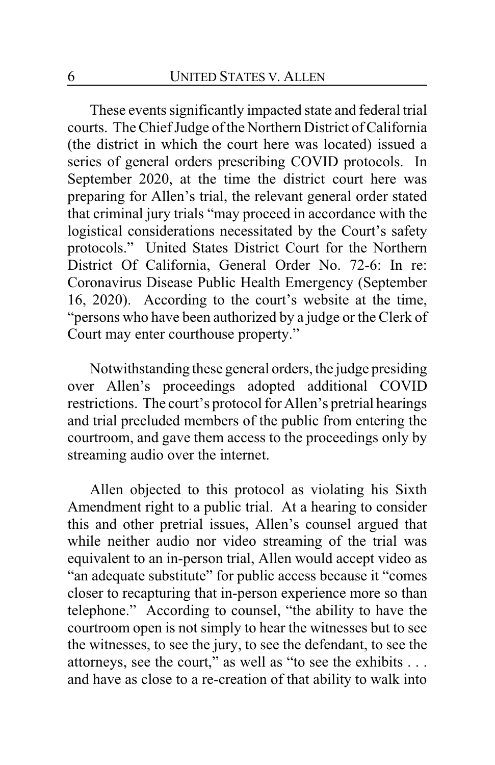These events significantly impacted state and federal trial courts. The Chief Judge of the Northern District of California (the district in which the court here was located) issued a series of general orders prescribing COVID protocols. In September 2020, at the time the district court here was preparing for Allen's trial, the relevant general order stated that criminal jury trials "may proceed in accordance with the logistical considerations necessitated by the Court's safety protocols." United States District Court for the Northern District Of California, General Order No. 72-6: In re: Coronavirus Disease Public Health Emergency (September 16, 2020). According to the court's website at the time, "persons who have been authorized by a judge or the Clerk of Court may enter courthouse property."

Notwithstanding these general orders, the judge presiding over Allen's proceedings adopted additional COVID restrictions. The court's protocol for Allen's pretrial hearings and trial precluded members of the public from entering the courtroom, and gave them access to the proceedings only by streaming audio over the internet.

Allen objected to this protocol as violating his Sixth Amendment right to a public trial. At a hearing to consider this and other pretrial issues, Allen's counsel argued that while neither audio nor video streaming of the trial was equivalent to an in-person trial, Allen would accept video as "an adequate substitute" for public access because it "comes closer to recapturing that in-person experience more so than telephone." According to counsel, "the ability to have the courtroom open is not simply to hear the witnesses but to see the witnesses, to see the jury, to see the defendant, to see the attorneys, see the court," as well as "to see the exhibits . . . and have as close to a re-creation of that ability to walk into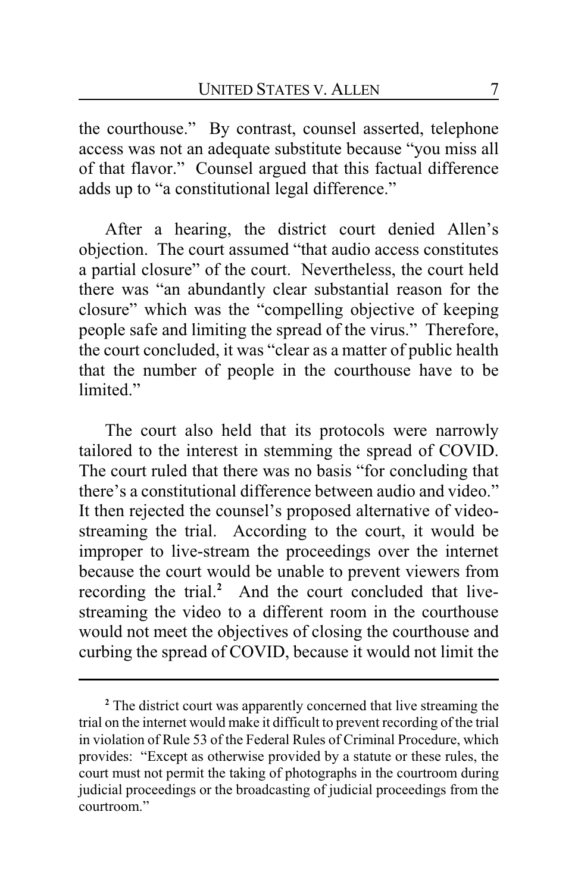the courthouse." By contrast, counsel asserted, telephone access was not an adequate substitute because "you miss all of that flavor." Counsel argued that this factual difference adds up to "a constitutional legal difference."

After a hearing, the district court denied Allen's objection. The court assumed "that audio access constitutes a partial closure" of the court. Nevertheless, the court held there was "an abundantly clear substantial reason for the closure" which was the "compelling objective of keeping people safe and limiting the spread of the virus." Therefore, the court concluded, it was "clear as a matter of public health that the number of people in the courthouse have to be limited."

The court also held that its protocols were narrowly tailored to the interest in stemming the spread of COVID. The court ruled that there was no basis "for concluding that there's a constitutional difference between audio and video." It then rejected the counsel's proposed alternative of video-streaming the trial. According to the court, it would be improper to live-stream the proceedings over the internet because the court would be unable to prevent viewers from recording the trial.[2] And the court concluded that live-streaming the video to a different room in the courthouse would not meet the objectives of closing the courthouse and curbing the spread of COVID, because it would not limit the

---

[2] The district court was apparently concerned that live streaming the trial on the internet would make it difficult to prevent recording of the trial in violation of Rule 53 of the Federal Rules of Criminal Procedure, which provides: "Except as otherwise provided by a statute or these rules, the court must not permit the taking of photographs in the courtroom during judicial proceedings or the broadcasting of judicial proceedings from the courtroom."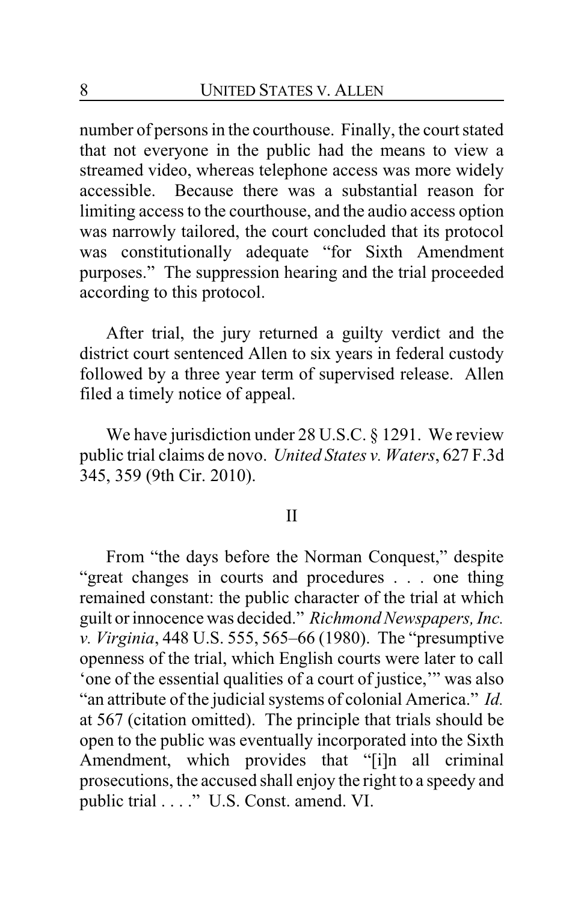number of persons in the courthouse. Finally, the court stated that not everyone in the public had the means to view a streamed video, whereas telephone access was more widely accessible. Because there was a substantial reason for limiting access to the courthouse, and the audio access option was narrowly tailored, the court concluded that its protocol was constitutionally adequate "for Sixth Amendment purposes." The suppression hearing and the trial proceeded according to this protocol.

After trial, the jury returned a guilty verdict and the district court sentenced Allen to six years in federal custody followed by a three year term of supervised release. Allen filed a timely notice of appeal.

We have jurisdiction under 28 U.S.C. § 1291. We review public trial claims de novo. *United States v. Waters*, 627 F.3d 345, 359 (9th Cir. 2010).

## II

From "the days before the Norman Conquest," despite "great changes in courts and procedures . . . one thing remained constant: the public character of the trial at which guilt or innocence was decided." *Richmond Newspapers, Inc. v. Virginia*, 448 U.S. 555, 565–66 (1980). The "presumptive openness of the trial, which English courts were later to call 'one of the essential qualities of a court of justice,'" was also "an attribute of the judicial systems of colonial America." *Id.* at 567 (citation omitted). The principle that trials should be open to the public was eventually incorporated into the Sixth Amendment, which provides that "[i]n all criminal prosecutions, the accused shall enjoy the right to a speedy and public trial . . . ." U.S. Const. amend. VI.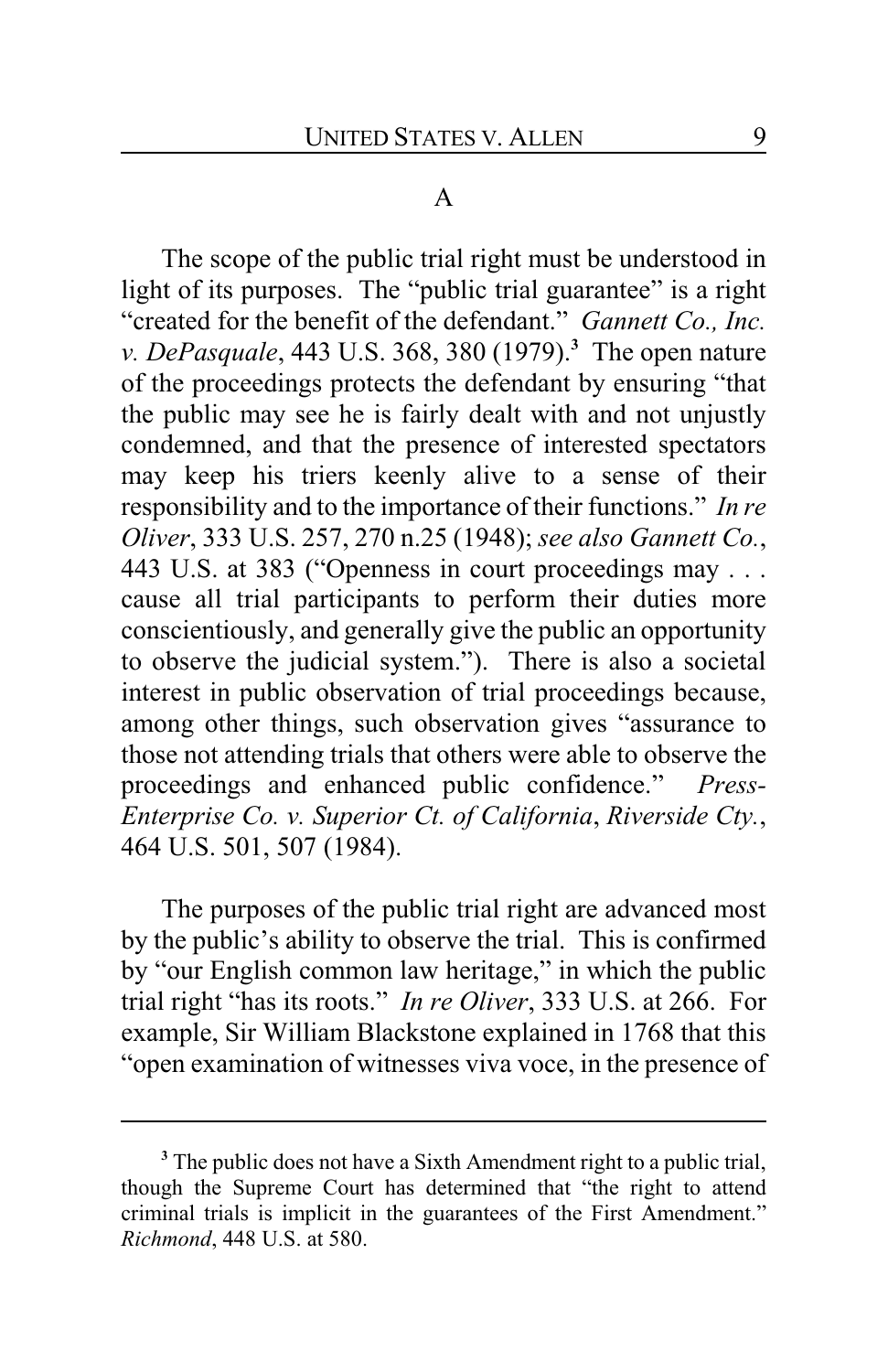### A

The scope of the public trial right must be understood in light of its purposes. The "public trial guarantee" is a right "created for the benefit of the defendant." *Gannett Co., Inc. v. DePasquale*, 443 U.S. 368, 380 (1979).[3] The open nature of the proceedings protects the defendant by ensuring "that the public may see he is fairly dealt with and not unjustly condemned, and that the presence of interested spectators may keep his triers keenly alive to a sense of their responsibility and to the importance of their functions." *In re Oliver*, 333 U.S. 257, 270 n.25 (1948); *see also Gannett Co.*, 443 U.S. at 383 ("Openness in court proceedings may . . . cause all trial participants to perform their duties more conscientiously, and generally give the public an opportunity to observe the judicial system."). There is also a societal interest in public observation of trial proceedings because, among other things, such observation gives "assurance to those not attending trials that others were able to observe the proceedings and enhanced public confidence." *Press-Enterprise Co. v. Superior Ct. of California, Riverside Cty.*, 464 U.S. 501, 507 (1984).

The purposes of the public trial right are advanced most by the public's ability to observe the trial. This is confirmed by "our English common law heritage," in which the public trial right "has its roots." *In re Oliver*, 333 U.S. at 266. For example, Sir William Blackstone explained in 1768 that this "open examination of witnesses viva voce, in the presence of

---

[3] The public does not have a Sixth Amendment right to a public trial, though the Supreme Court has determined that "the right to attend criminal trials is implicit in the guarantees of the First Amendment." *Richmond*, 448 U.S. at 580.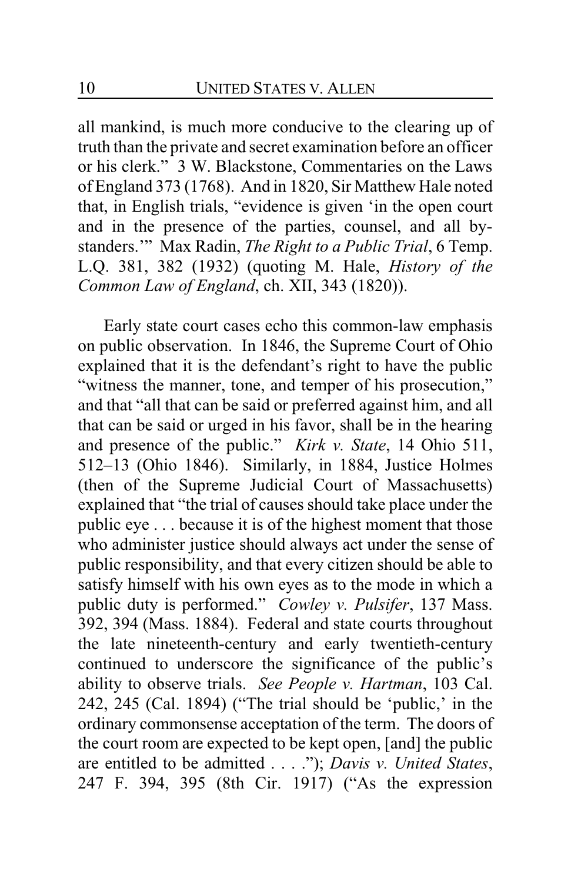all mankind, is much more conducive to the clearing up of truth than the private and secret examination before an officer or his clerk." 3 W. Blackstone, Commentaries on the Laws of England 373 (1768). And in 1820, Sir Matthew Hale noted that, in English trials, "evidence is given 'in the open court and in the presence of the parties, counsel, and all bystanders.'" Max Radin, *The Right to a Public Trial*, 6 Temp. L.Q. 381, 382 (1932) (quoting M. Hale, *History of the Common Law of England*, ch. XII, 343 (1820)).

Early state court cases echo this common-law emphasis on public observation. In 1846, the Supreme Court of Ohio explained that it is the defendant's right to have the public "witness the manner, tone, and temper of his prosecution," and that "all that can be said or preferred against him, and all that can be said or urged in his favor, shall be in the hearing and presence of the public." *Kirk v. State*, 14 Ohio 511, 512–13 (Ohio 1846). Similarly, in 1884, Justice Holmes (then of the Supreme Judicial Court of Massachusetts) explained that "the trial of causes should take place under the public eye . . . because it is of the highest moment that those who administer justice should always act under the sense of public responsibility, and that every citizen should be able to satisfy himself with his own eyes as to the mode in which a public duty is performed." *Cowley v. Pulsifer*, 137 Mass. 392, 394 (Mass. 1884). Federal and state courts throughout the late nineteenth-century and early twentieth-century continued to underscore the significance of the public's ability to observe trials. *See People v. Hartman*, 103 Cal. 242, 245 (Cal. 1894) ("The trial should be 'public,' in the ordinary commonsense acceptation of the term. The doors of the court room are expected to be kept open, [and] the public are entitled to be admitted . . . ."); *Davis v. United States*, 247 F. 394, 395 (8th Cir. 1917) ("As the expression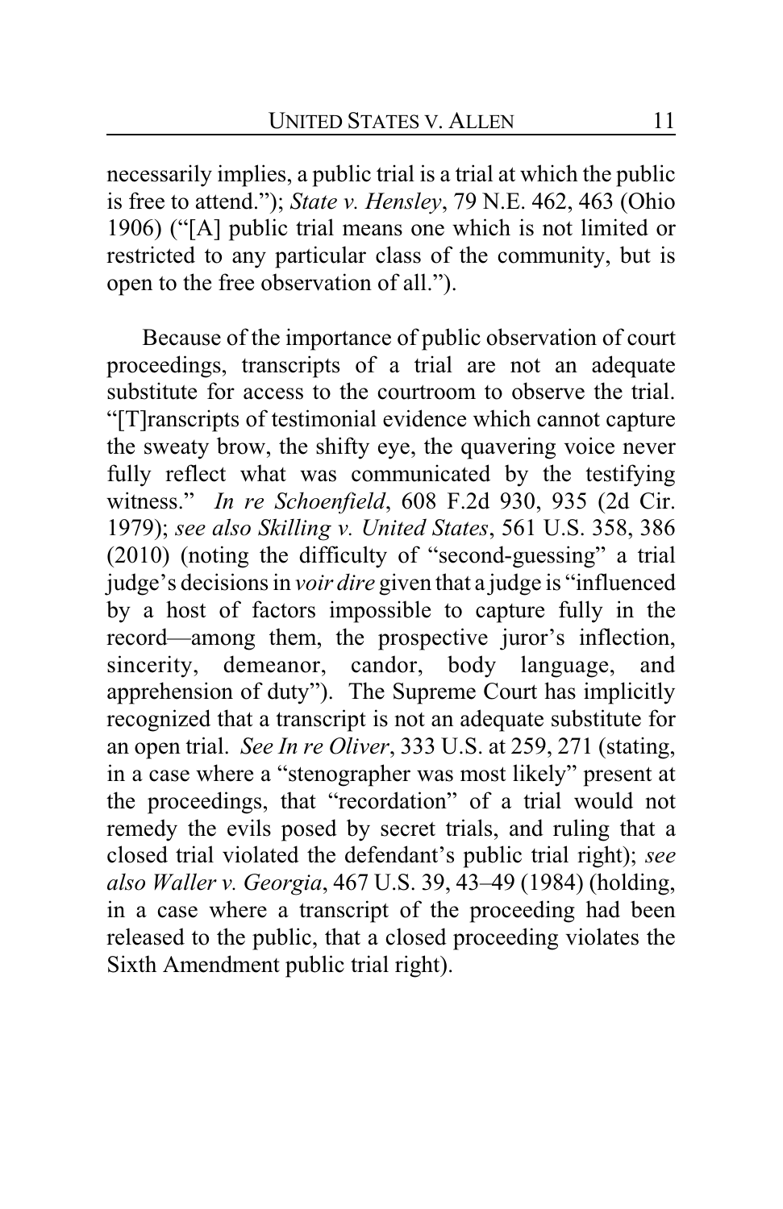necessarily implies, a public trial is a trial at which the public is free to attend."); *State v. Hensley*, 79 N.E. 462, 463 (Ohio 1906) ("[A] public trial means one which is not limited or restricted to any particular class of the community, but is open to the free observation of all.").

Because of the importance of public observation of court proceedings, transcripts of a trial are not an adequate substitute for access to the courtroom to observe the trial. "[T]ranscripts of testimonial evidence which cannot capture the sweaty brow, the shifty eye, the quavering voice never fully reflect what was communicated by the testifying witness." *In re Schoenfield*, 608 F.2d 930, 935 (2d Cir. 1979); *see also Skilling v. United States*, 561 U.S. 358, 386 (2010) (noting the difficulty of "second-guessing" a trial judge's decisions in *voir dire* given that a judge is "influenced by a host of factors impossible to capture fully in the record—among them, the prospective juror's inflection, sincerity, demeanor, candor, body language, and apprehension of duty"). The Supreme Court has implicitly recognized that a transcript is not an adequate substitute for an open trial. *See In re Oliver*, 333 U.S. at 259, 271 (stating, in a case where a "stenographer was most likely" present at the proceedings, that "recordation" of a trial would not remedy the evils posed by secret trials, and ruling that a closed trial violated the defendant's public trial right); *see also Waller v. Georgia*, 467 U.S. 39, 43–49 (1984) (holding, in a case where a transcript of the proceeding had been released to the public, that a closed proceeding violates the Sixth Amendment public trial right).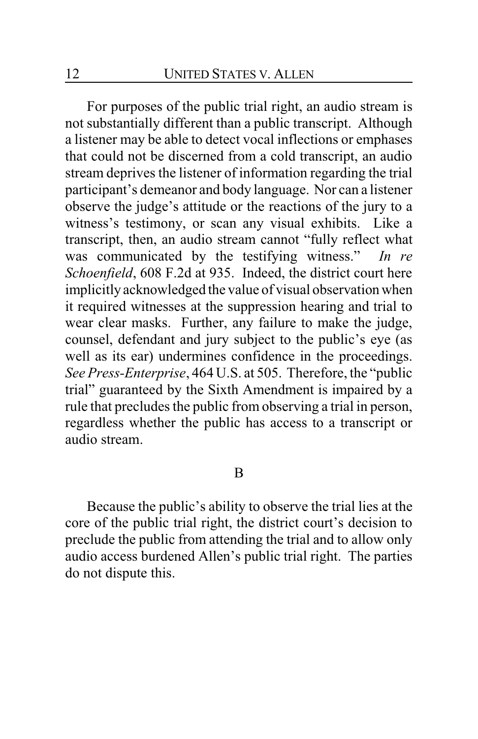For purposes of the public trial right, an audio stream is not substantially different than a public transcript. Although a listener may be able to detect vocal inflections or emphases that could not be discerned from a cold transcript, an audio stream deprives the listener of information regarding the trial participant's demeanor and body language. Nor can a listener observe the judge's attitude or the reactions of the jury to a witness's testimony, or scan any visual exhibits. Like a transcript, then, an audio stream cannot "fully reflect what was communicated by the testifying witness." *In re Schoenfield*, 608 F.2d at 935. Indeed, the district court here implicitly acknowledged the value of visual observation when it required witnesses at the suppression hearing and trial to wear clear masks. Further, any failure to make the judge, counsel, defendant and jury subject to the public's eye (as well as its ear) undermines confidence in the proceedings. *See Press-Enterprise*, 464 U.S. at 505. Therefore, the "public trial" guaranteed by the Sixth Amendment is impaired by a rule that precludes the public from observing a trial in person, regardless whether the public has access to a transcript or audio stream.

### B

Because the public's ability to observe the trial lies at the core of the public trial right, the district court's decision to preclude the public from attending the trial and to allow only audio access burdened Allen's public trial right. The parties do not dispute this.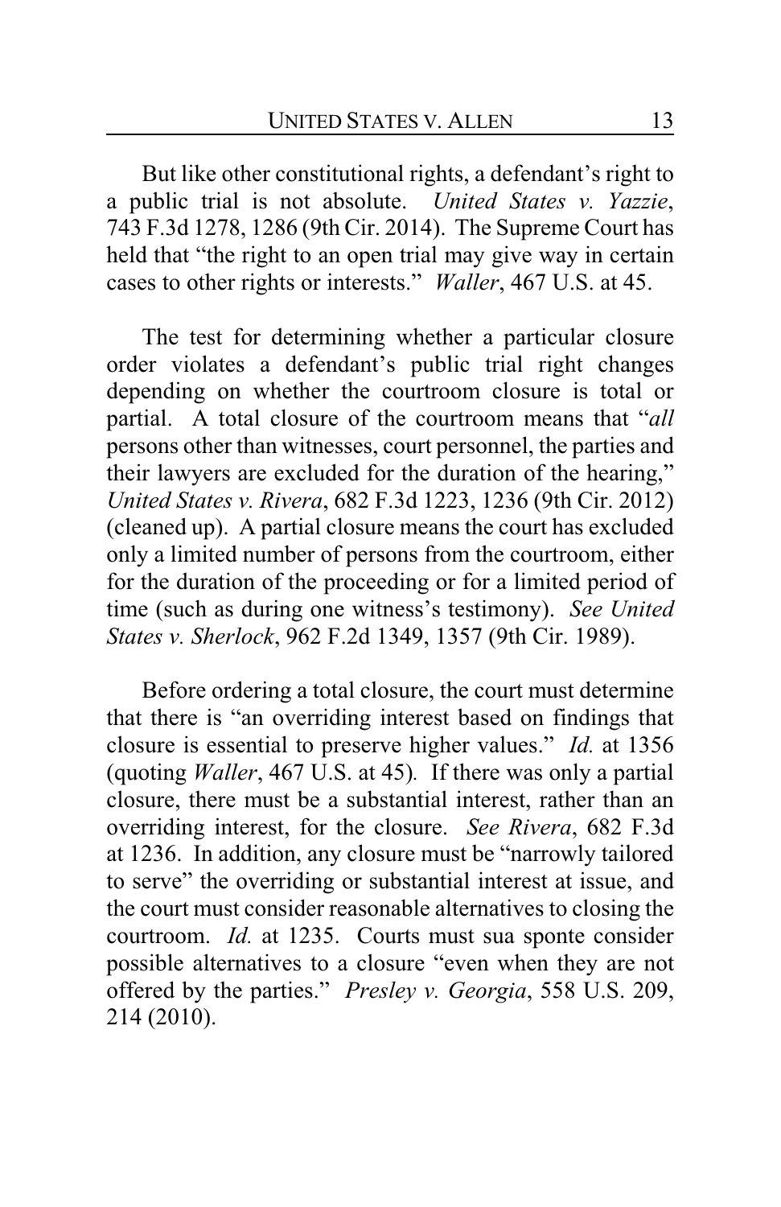But like other constitutional rights, a defendant's right to a public trial is not absolute. *United States v. Yazzie*, 743 F.3d 1278, 1286 (9th Cir. 2014). The Supreme Court has held that "the right to an open trial may give way in certain cases to other rights or interests." *Waller*, 467 U.S. at 45.

The test for determining whether a particular closure order violates a defendant's public trial right changes depending on whether the courtroom closure is total or partial. A total closure of the courtroom means that "*all* persons other than witnesses, court personnel, the parties and their lawyers are excluded for the duration of the hearing," *United States v. Rivera*, 682 F.3d 1223, 1236 (9th Cir. 2012) (cleaned up). A partial closure means the court has excluded only a limited number of persons from the courtroom, either for the duration of the proceeding or for a limited period of time (such as during one witness's testimony). *See United States v. Sherlock*, 962 F.2d 1349, 1357 (9th Cir. 1989).

Before ordering a total closure, the court must determine that there is "an overriding interest based on findings that closure is essential to preserve higher values." *Id.* at 1356 (quoting *Waller*, 467 U.S. at 45). If there was only a partial closure, there must be a substantial interest, rather than an overriding interest, for the closure. *See Rivera*, 682 F.3d at 1236. In addition, any closure must be "narrowly tailored to serve" the overriding or substantial interest at issue, and the court must consider reasonable alternatives to closing the courtroom. *Id.* at 1235. Courts must sua sponte consider possible alternatives to a closure "even when they are not offered by the parties." *Presley v. Georgia*, 558 U.S. 209, 214 (2010).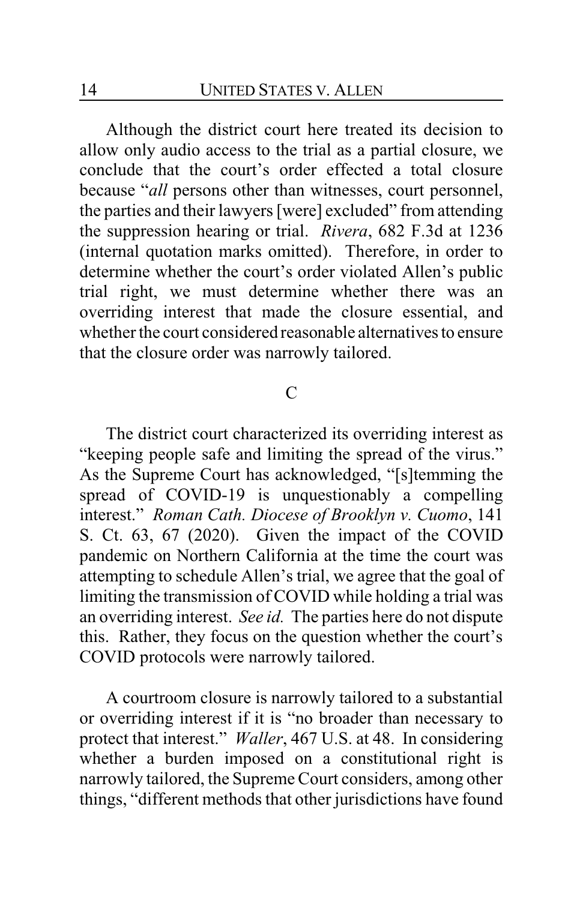Although the district court here treated its decision to allow only audio access to the trial as a partial closure, we conclude that the court's order effected a total closure because "*all* persons other than witnesses, court personnel, the parties and their lawyers [were] excluded" from attending the suppression hearing or trial. *Rivera*, 682 F.3d at 1236 (internal quotation marks omitted). Therefore, in order to determine whether the court's order violated Allen's public trial right, we must determine whether there was an overriding interest that made the closure essential, and whether the court considered reasonable alternatives to ensure that the closure order was narrowly tailored.

### C

The district court characterized its overriding interest as "keeping people safe and limiting the spread of the virus." As the Supreme Court has acknowledged, "[s]temming the spread of COVID-19 is unquestionably a compelling interest." *Roman Cath. Diocese of Brooklyn v. Cuomo*, 141 S. Ct. 63, 67 (2020). Given the impact of the COVID pandemic on Northern California at the time the court was attempting to schedule Allen's trial, we agree that the goal of limiting the transmission of COVID while holding a trial was an overriding interest. *See id.* The parties here do not dispute this. Rather, they focus on the question whether the court's COVID protocols were narrowly tailored.

A courtroom closure is narrowly tailored to a substantial or overriding interest if it is "no broader than necessary to protect that interest." *Waller*, 467 U.S. at 48. In considering whether a burden imposed on a constitutional right is narrowly tailored, the Supreme Court considers, among other things, "different methods that other jurisdictions have found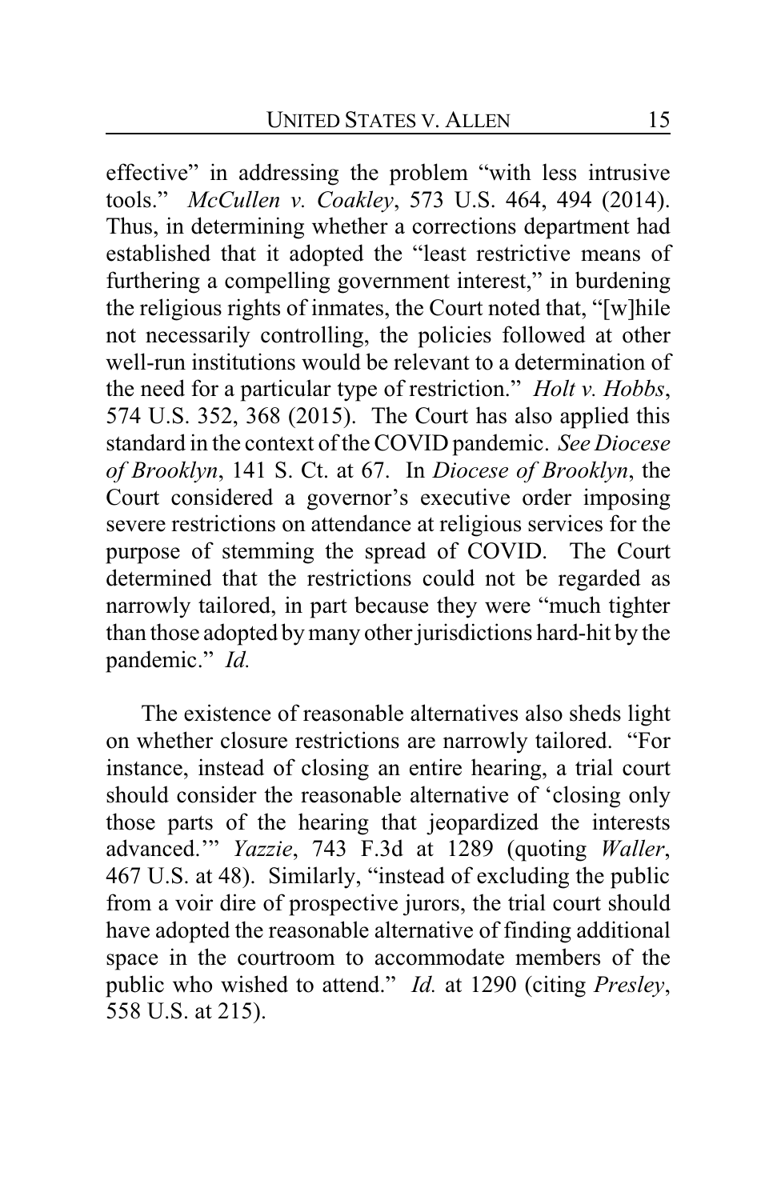effective" in addressing the problem "with less intrusive tools." *McCullen v. Coakley*, 573 U.S. 464, 494 (2014). Thus, in determining whether a corrections department had established that it adopted the "least restrictive means of furthering a compelling government interest," in burdening the religious rights of inmates, the Court noted that, "[w]hile not necessarily controlling, the policies followed at other well-run institutions would be relevant to a determination of the need for a particular type of restriction." *Holt v. Hobbs*, 574 U.S. 352, 368 (2015). The Court has also applied this standard in the context of the COVID pandemic. *See Diocese of Brooklyn*, 141 S. Ct. at 67. In *Diocese of Brooklyn*, the Court considered a governor's executive order imposing severe restrictions on attendance at religious services for the purpose of stemming the spread of COVID. The Court determined that the restrictions could not be regarded as narrowly tailored, in part because they were "much tighter than those adopted by many other jurisdictions hard-hit by the pandemic." *Id.*

The existence of reasonable alternatives also sheds light on whether closure restrictions are narrowly tailored. "For instance, instead of closing an entire hearing, a trial court should consider the reasonable alternative of 'closing only those parts of the hearing that jeopardized the interests advanced.'" *Yazzie*, 743 F.3d at 1289 (quoting *Waller*, 467 U.S. at 48). Similarly, "instead of excluding the public from a voir dire of prospective jurors, the trial court should have adopted the reasonable alternative of finding additional space in the courtroom to accommodate members of the public who wished to attend." *Id.* at 1290 (citing *Presley*, 558 U.S. at 215).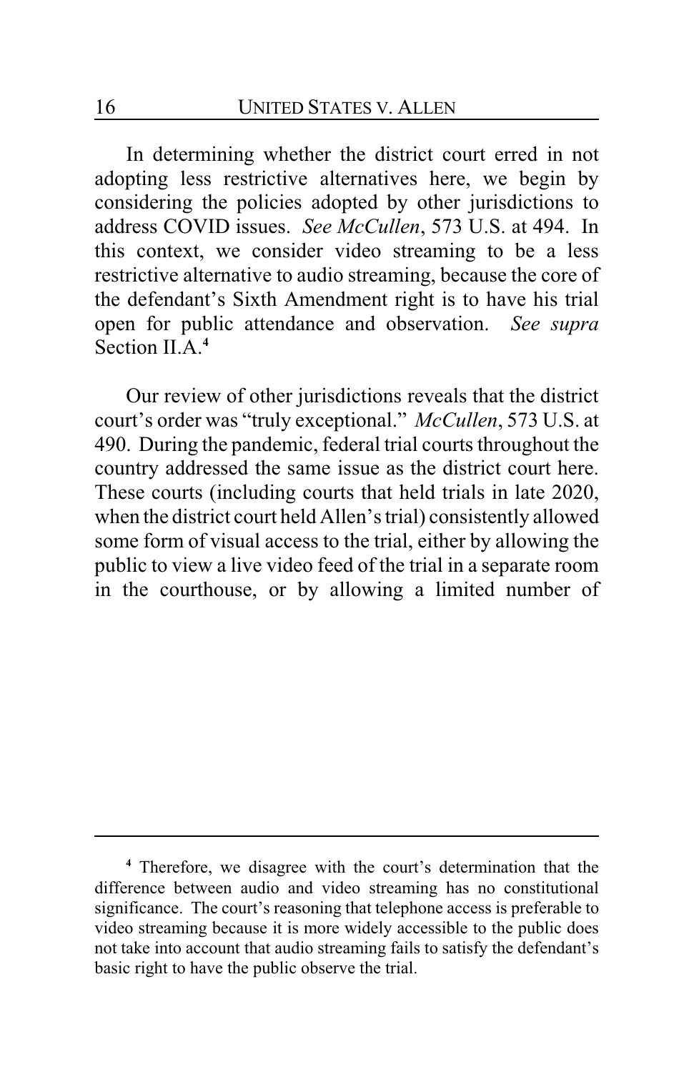In determining whether the district court erred in not adopting less restrictive alternatives here, we begin by considering the policies adopted by other jurisdictions to address COVID issues. *See McCullen*, 573 U.S. at 494. In this context, we consider video streaming to be a less restrictive alternative to audio streaming, because the core of the defendant's Sixth Amendment right is to have his trial open for public attendance and observation. *See supra* Section II.A.[4]

Our review of other jurisdictions reveals that the district court's order was "truly exceptional." *McCullen*, 573 U.S. at 490. During the pandemic, federal trial courts throughout the country addressed the same issue as the district court here. These courts (including courts that held trials in late 2020, when the district court held Allen's trial) consistently allowed some form of visual access to the trial, either by allowing the public to view a live video feed of the trial in a separate room in the courthouse, or by allowing a limited number of

---

[4] Therefore, we disagree with the court's determination that the difference between audio and video streaming has no constitutional significance. The court's reasoning that telephone access is preferable to video streaming because it is more widely accessible to the public does not take into account that audio streaming fails to satisfy the defendant's basic right to have the public observe the trial.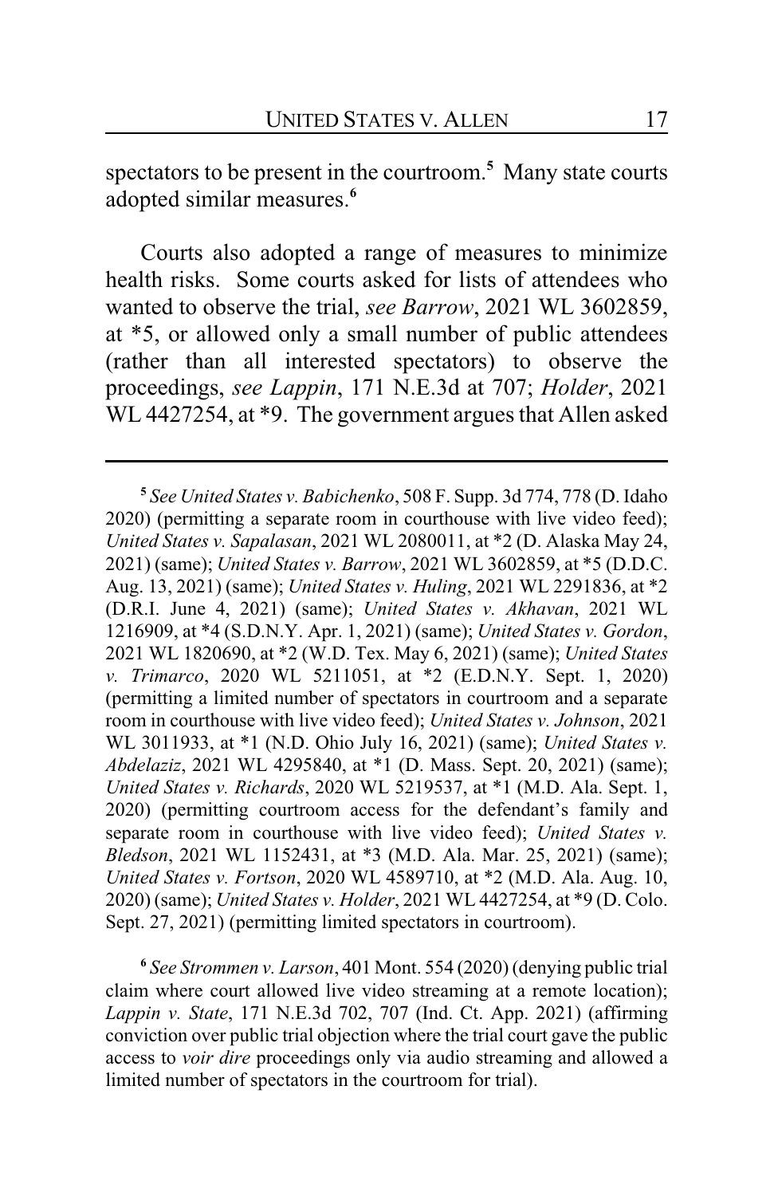spectators to be present in the courtroom.[5] Many state courts adopted similar measures.[6]

Courts also adopted a range of measures to minimize health risks. Some courts asked for lists of attendees who wanted to observe the trial, *see Barrow*, 2021 WL 3602859, at *5, or allowed only a small number of public attendees (rather than all interested spectators) to observe the proceedings, *see Lappin*, 171 N.E.3d at 707; *Holder*, 2021 WL 4427254, at *9. The government argues that Allen asked

---

[5] *See United States v. Babichenko*, 508 F. Supp. 3d 774, 778 (D. Idaho 2020) (permitting a separate room in courthouse with live video feed); *United States v. Sapalasan*, 2021 WL 2080011, at *2 (D. Alaska May 24, 2021) (same); *United States v. Barrow*, 2021 WL 3602859, at *5 (D.D.C. Aug. 13, 2021) (same); *United States v. Huling*, 2021 WL 2291836, at *2 (D.R.I. June 4, 2021) (same); *United States v. Akhavan*, 2021 WL 1216909, at *4 (S.D.N.Y. Apr. 1, 2021) (same); *United States v. Gordon*, 2021 WL 1820690, at *2 (W.D. Tex. May 6, 2021) (same); *United States v. Trimarco*, 2020 WL 5211051, at *2 (E.D.N.Y. Sept. 1, 2020) (permitting a limited number of spectators in courtroom and a separate room in courthouse with live video feed); *United States v. Johnson*, 2021 WL 3011933, at *1 (N.D. Ohio July 16, 2021) (same); *United States v. Abdelaziz*, 2021 WL 4295840, at *1 (D. Mass. Sept. 20, 2021) (same); *United States v. Richards*, 2020 WL 5219537, at *1 (M.D. Ala. Sept. 1, 2020) (permitting courtroom access for the defendant's family and separate room in courthouse with live video feed); *United States v. Bledson*, 2021 WL 1152431, at *3 (M.D. Ala. Mar. 25, 2021) (same); *United States v. Fortson*, 2020 WL 4589710, at *2 (M.D. Ala. Aug. 10, 2020) (same); *United States v. Holder*, 2021 WL 4427254, at *9 (D. Colo. Sept. 27, 2021) (permitting limited spectators in courtroom).

[6] *See Strommen v. Larson*, 401 Mont. 554 (2020) (denying public trial claim where court allowed live video streaming at a remote location); *Lappin v. State*, 171 N.E.3d 702, 707 (Ind. Ct. App. 2021) (affirming conviction over public trial objection where the trial court gave the public access to *voir dire* proceedings only via audio streaming and allowed a limited number of spectators in the courtroom for trial).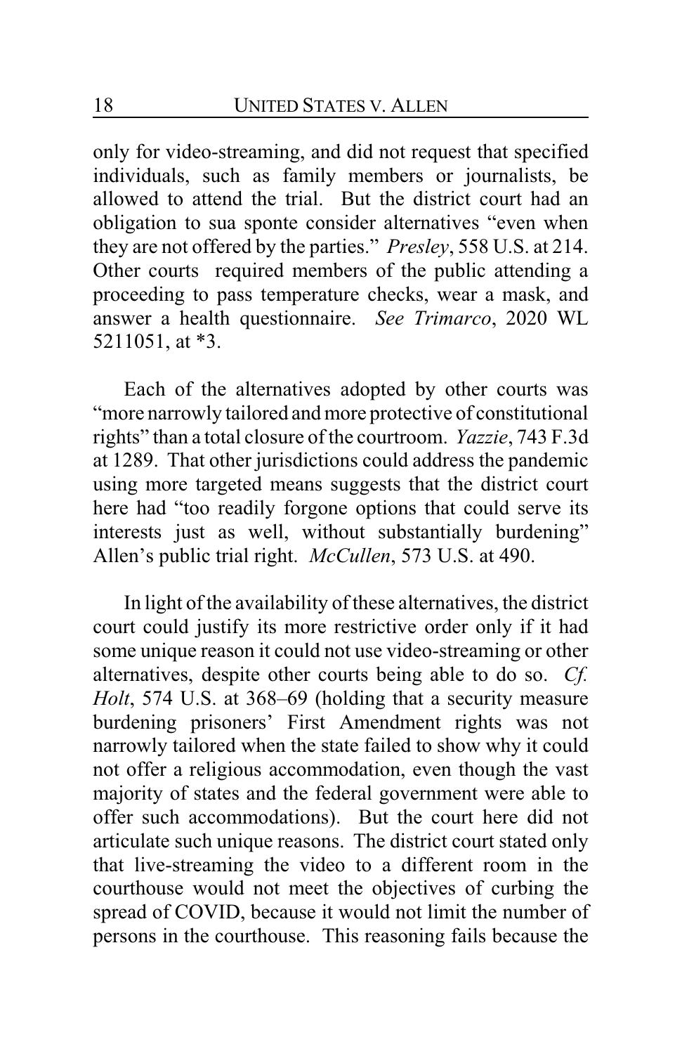only for video-streaming, and did not request that specified individuals, such as family members or journalists, be allowed to attend the trial. But the district court had an obligation to sua sponte consider alternatives "even when they are not offered by the parties." *Presley*, 558 U.S. at 214. Other courts required members of the public attending a proceeding to pass temperature checks, wear a mask, and answer a health questionnaire. *See Trimarco*, 2020 WL 5211051, at *3.

Each of the alternatives adopted by other courts was "more narrowly tailored and more protective of constitutional rights" than a total closure of the courtroom. *Yazzie*, 743 F.3d at 1289. That other jurisdictions could address the pandemic using more targeted means suggests that the district court here had "too readily forgone options that could serve its interests just as well, without substantially burdening" Allen's public trial right. *McCullen*, 573 U.S. at 490.

In light of the availability of these alternatives, the district court could justify its more restrictive order only if it had some unique reason it could not use video-streaming or other alternatives, despite other courts being able to do so. *Cf. Holt*, 574 U.S. at 368–69 (holding that a security measure burdening prisoners' First Amendment rights was not narrowly tailored when the state failed to show why it could not offer a religious accommodation, even though the vast majority of states and the federal government were able to offer such accommodations). But the court here did not articulate such unique reasons. The district court stated only that live-streaming the video to a different room in the courthouse would not meet the objectives of curbing the spread of COVID, because it would not limit the number of persons in the courthouse. This reasoning fails because the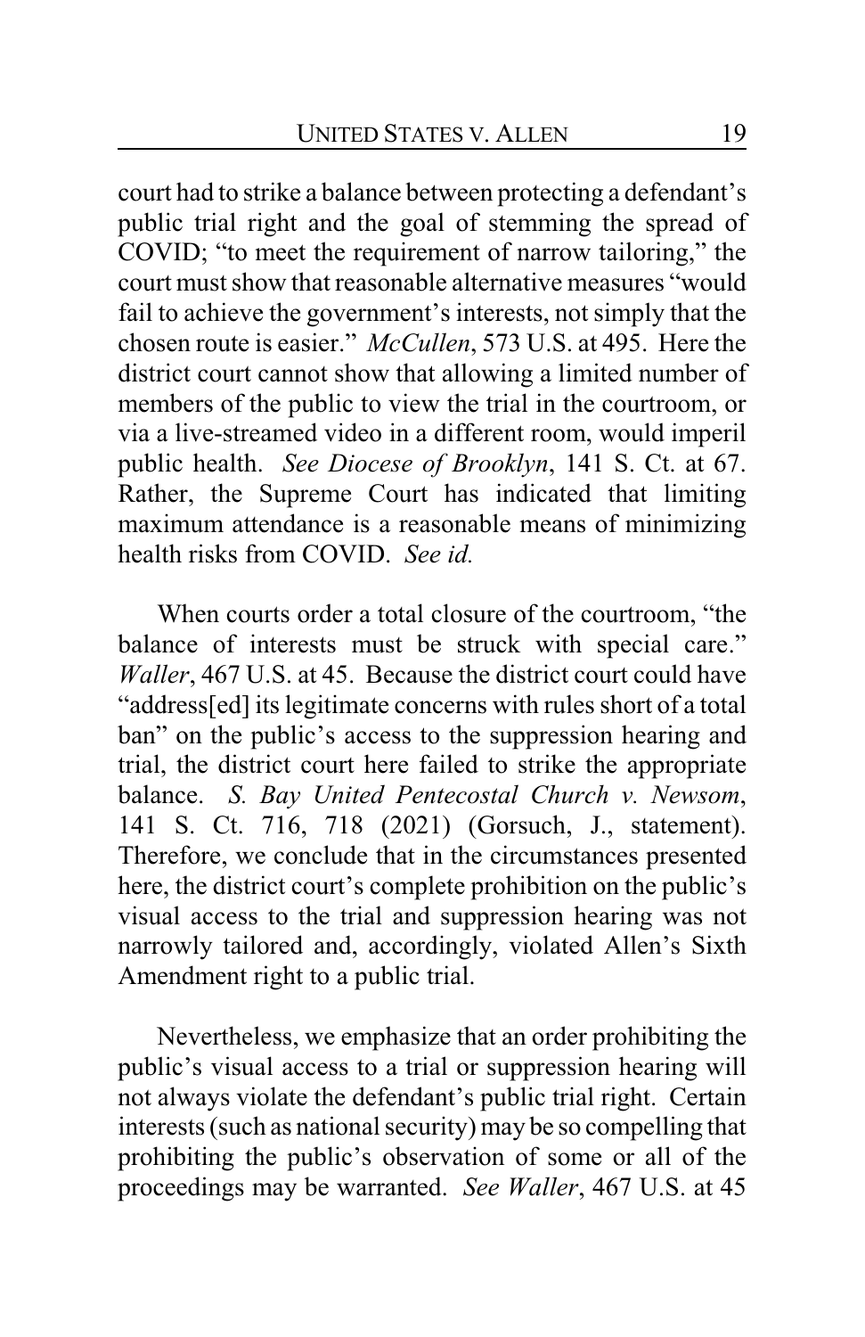court had to strike a balance between protecting a defendant's public trial right and the goal of stemming the spread of COVID; "to meet the requirement of narrow tailoring," the court must show that reasonable alternative measures "would fail to achieve the government's interests, not simply that the chosen route is easier." *McCullen*, 573 U.S. at 495. Here the district court cannot show that allowing a limited number of members of the public to view the trial in the courtroom, or via a live-streamed video in a different room, would imperil public health. *See Diocese of Brooklyn*, 141 S. Ct. at 67. Rather, the Supreme Court has indicated that limiting maximum attendance is a reasonable means of minimizing health risks from COVID. *See id.*

When courts order a total closure of the courtroom, "the balance of interests must be struck with special care." *Waller*, 467 U.S. at 45. Because the district court could have "address[ed] its legitimate concerns with rules short of a total ban" on the public's access to the suppression hearing and trial, the district court here failed to strike the appropriate balance. *S. Bay United Pentecostal Church v. Newsom*, 141 S. Ct. 716, 718 (2021) (Gorsuch, J., statement). Therefore, we conclude that in the circumstances presented here, the district court's complete prohibition on the public's visual access to the trial and suppression hearing was not narrowly tailored and, accordingly, violated Allen's Sixth Amendment right to a public trial.

Nevertheless, we emphasize that an order prohibiting the public's visual access to a trial or suppression hearing will not always violate the defendant's public trial right. Certain interests (such as national security) may be so compelling that prohibiting the public's observation of some or all of the proceedings may be warranted. *See Waller*, 467 U.S. at 45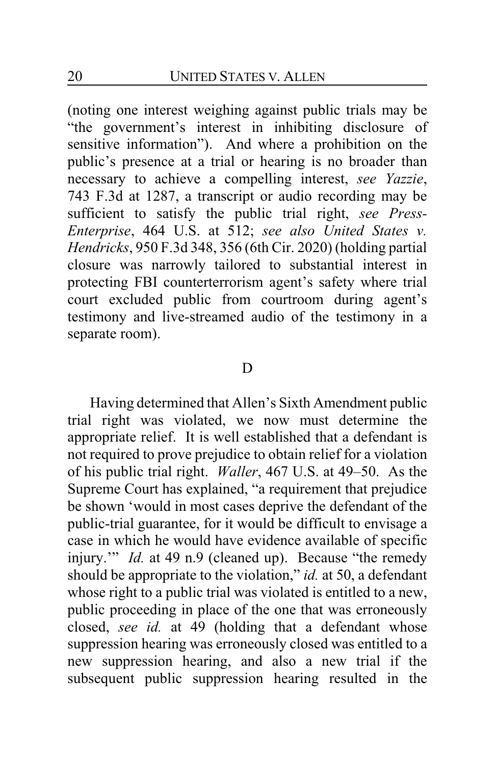(noting one interest weighing against public trials may be "the government's interest in inhibiting disclosure of sensitive information"). And where a prohibition on the public's presence at a trial or hearing is no broader than necessary to achieve a compelling interest, *see Yazzie*, 743 F.3d at 1287, a transcript or audio recording may be sufficient to satisfy the public trial right, *see Press-Enterprise*, 464 U.S. at 512; *see also United States v. Hendricks*, 950 F.3d 348, 356 (6th Cir. 2020) (holding partial closure was narrowly tailored to substantial interest in protecting FBI counterterrorism agent's safety where trial court excluded public from courtroom during agent's testimony and live-streamed audio of the testimony in a separate room).

## D

Having determined that Allen's Sixth Amendment public trial right was violated, we now must determine the appropriate relief. It is well established that a defendant is not required to prove prejudice to obtain relief for a violation of his public trial right. *Waller*, 467 U.S. at 49–50. As the Supreme Court has explained, "a requirement that prejudice be shown 'would in most cases deprive the defendant of the public-trial guarantee, for it would be difficult to envisage a case in which he would have evidence available of specific injury.'" *Id.* at 49 n.9 (cleaned up). Because "the remedy should be appropriate to the violation," *id.* at 50, a defendant whose right to a public trial was violated is entitled to a new, public proceeding in place of the one that was erroneously closed, *see id.* at 49 (holding that a defendant whose suppression hearing was erroneously closed was entitled to a new suppression hearing, and also a new trial if the subsequent public suppression hearing resulted in the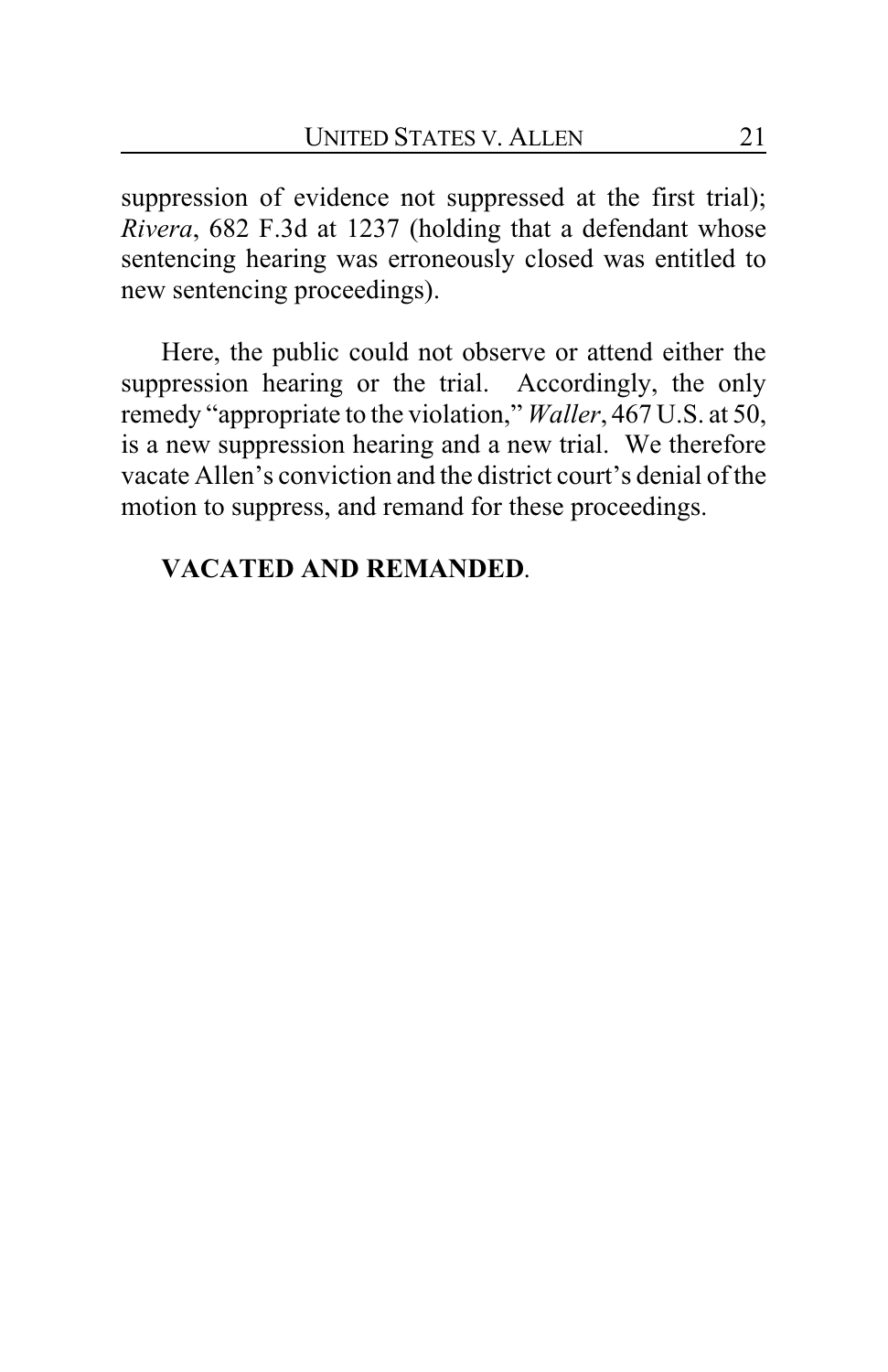suppression of evidence not suppressed at the first trial); *Rivera*, 682 F.3d at 1237 (holding that a defendant whose sentencing hearing was erroneously closed was entitled to new sentencing proceedings).

Here, the public could not observe or attend either the suppression hearing or the trial. Accordingly, the only remedy "appropriate to the violation," *Waller*, 467 U.S. at 50, is a new suppression hearing and a new trial. We therefore vacate Allen's conviction and the district court's denial of the motion to suppress, and remand for these proceedings.

**VACATED AND REMANDED**.